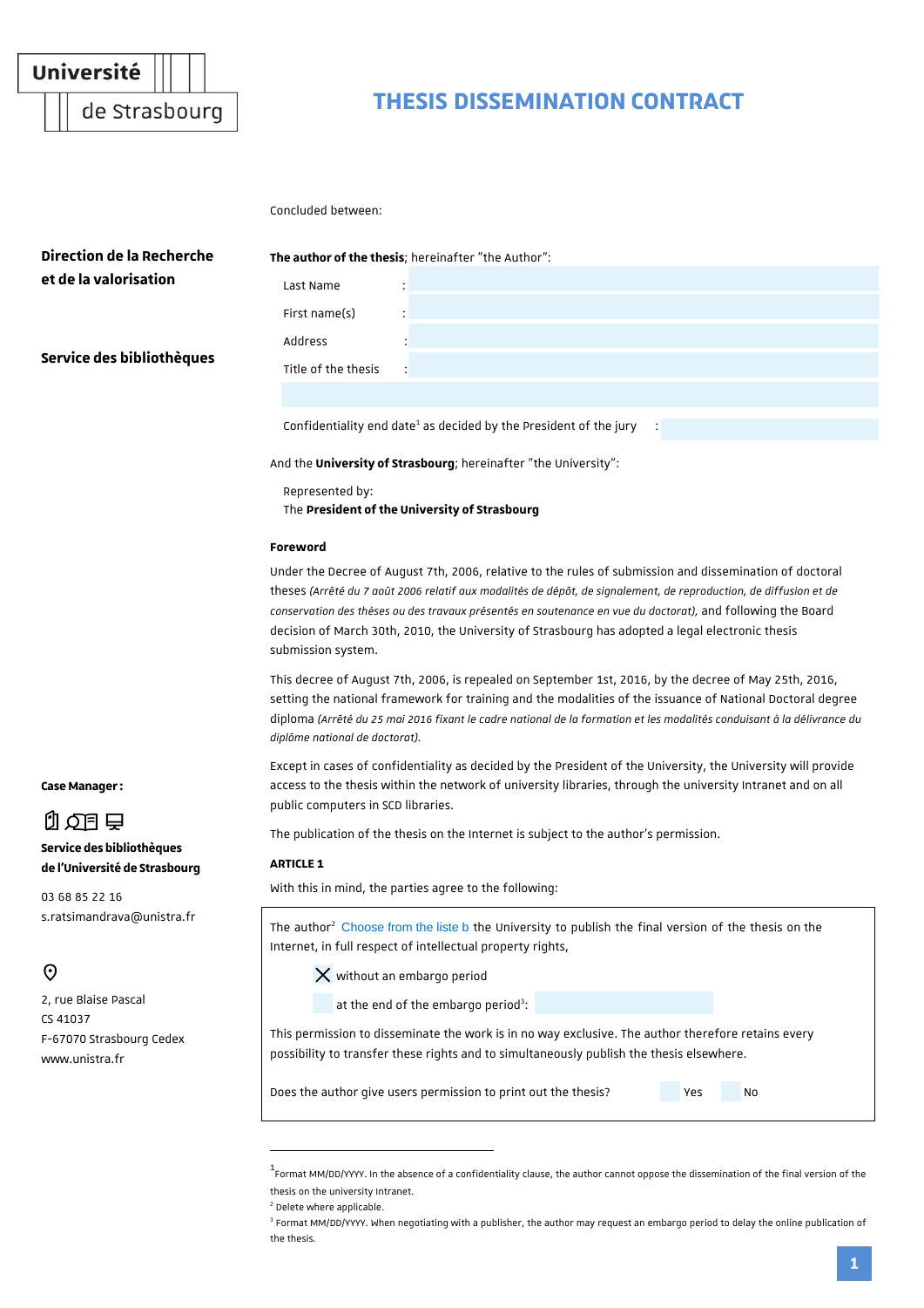Université de Strasbourg

# THESIS DISSEMINATION CONTRACT

**Direction de la Recherche et de la valorisation**

**Service des bibliothèques**

Concluded between:

**The author of the thesis**; hereinafter "the Author":

Last Name :

First name(s) :

Address :

Title of the thesis :

Confidentiality end date[1] as decided by the President of the jury :

And the **University of Strasbourg**; hereinafter "the University":

Represented by:
The **President of the University of Strasbourg**

**Foreword**

Under the Decree of August 7th, 2006, relative to the rules of submission and dissemination of doctoral theses *(Arrêté du 7 août 2006 relatif aux modalités de dépôt, de signalement, de reproduction, de diffusion et de conservation des thèses ou des travaux présentés en soutenance en vue du doctorat)*, and following the Board decision of March 30th, 2010, the University of Strasbourg has adopted a legal electronic thesis submission system.

This decree of August 7th, 2006, is repealed on September 1st, 2016, by the decree of May 25th, 2016, setting the national framework for training and the modalities of the issuance of National Doctoral degree diploma *(Arrêté du 25 mai 2016 fixant le cadre national de la formation et les modalités conduisant à la délivrance du diplôme national de doctorat).*

Except in cases of confidentiality as decided by the President of the University, the University will provide access to the thesis within the network of university libraries, through the university Intranet and on all public computers in SCD libraries.

The publication of the thesis on the Internet is subject to the author's permission.

**ARTICLE 1**

With this in mind, the parties agree to the following:

The author[2] Choose from the liste b the University to publish the final version of the thesis on the Internet, in full respect of intellectual property rights,

- [X] without an embargo period
- [ ] at the end of the embargo period[3]:

This permission to disseminate the work is in no way exclusive. The author therefore retains every possibility to transfer these rights and to simultaneously publish the thesis elsewhere.

Does the author give users permission to print out the thesis? [ ] Yes [ ] No

**Case Manager :**

**Service des bibliothèques de l'Université de Strasbourg**

03 68 85 22 16
s.ratsimandrava@unistra.fr

2, rue Blaise Pascal
CS 41037
F-67070 Strasbourg Cedex
www.unistra.fr

---

[1] Format MM/DD/YYYY. In the absence of a confidentiality clause, the author cannot oppose the dissemination of the final version of the thesis on the university Intranet.

[2] Delete where applicable.

[3] Format MM/DD/YYYY. When negotiating with a publisher, the author may request an embargo period to delay the online publication of the thesis.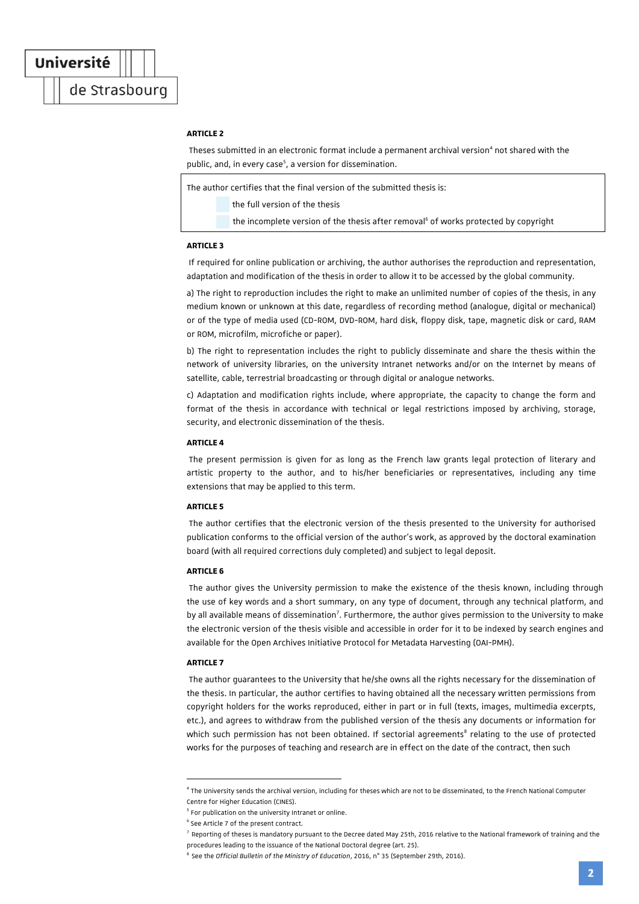**ARTICLE 2**

Theses submitted in an electronic format include a permanent archival version[4] not shared with the public, and, in every case[5], a version for dissemination.

The author certifies that the final version of the submitted thesis is:

- ☐ the full version of the thesis
- ☐ the incomplete version of the thesis after removal[6] of works protected by copyright

**ARTICLE 3**

If required for online publication or archiving, the author authorises the reproduction and representation, adaptation and modification of the thesis in order to allow it to be accessed by the global community.

a) The right to reproduction includes the right to make an unlimited number of copies of the thesis, in any medium known or unknown at this date, regardless of recording method (analogue, digital or mechanical) or of the type of media used (CD-ROM, DVD-ROM, hard disk, floppy disk, tape, magnetic disk or card, RAM or ROM, microfilm, microfiche or paper).

b) The right to representation includes the right to publicly disseminate and share the thesis within the network of university libraries, on the university Intranet networks and/or on the Internet by means of satellite, cable, terrestrial broadcasting or through digital or analogue networks.

c) Adaptation and modification rights include, where appropriate, the capacity to change the form and format of the thesis in accordance with technical or legal restrictions imposed by archiving, storage, security, and electronic dissemination of the thesis.

**ARTICLE 4**

The present permission is given for as long as the French law grants legal protection of literary and artistic property to the author, and to his/her beneficiaries or representatives, including any time extensions that may be applied to this term.

**ARTICLE 5**

The author certifies that the electronic version of the thesis presented to the University for authorised publication conforms to the official version of the author's work, as approved by the doctoral examination board (with all required corrections duly completed) and subject to legal deposit.

**ARTICLE 6**

The author gives the University permission to make the existence of the thesis known, including through the use of key words and a short summary, on any type of document, through any technical platform, and by all available means of dissemination[7]. Furthermore, the author gives permission to the University to make the electronic version of the thesis visible and accessible in order for it to be indexed by search engines and available for the Open Archives Initiative Protocol for Metadata Harvesting (OAI-PMH).

**ARTICLE 7**

The author guarantees to the University that he/she owns all the rights necessary for the dissemination of the thesis. In particular, the author certifies to having obtained all the necessary written permissions from copyright holders for the works reproduced, either in part or in full (texts, images, multimedia excerpts, etc.), and agrees to withdraw from the published version of the thesis any documents or information for which such permission has not been obtained. If sectorial agreements[8] relating to the use of protected works for the purposes of teaching and research are in effect on the date of the contract, then such

---

[4] The University sends the archival version, including for theses which are not to be disseminated, to the French National Computer Centre for Higher Education (CINES).

[5] For publication on the university Intranet or online.

[6] See Article 7 of the present contract.

[7] Reporting of theses is mandatory pursuant to the Decree dated May 25th, 2016 relative to the National framework of training and the procedures leading to the issuance of the National Doctoral degree (art. 25).

[8] See the *Official Bulletin of the Ministry of Education*, 2016, n° 35 (September 29th, 2016).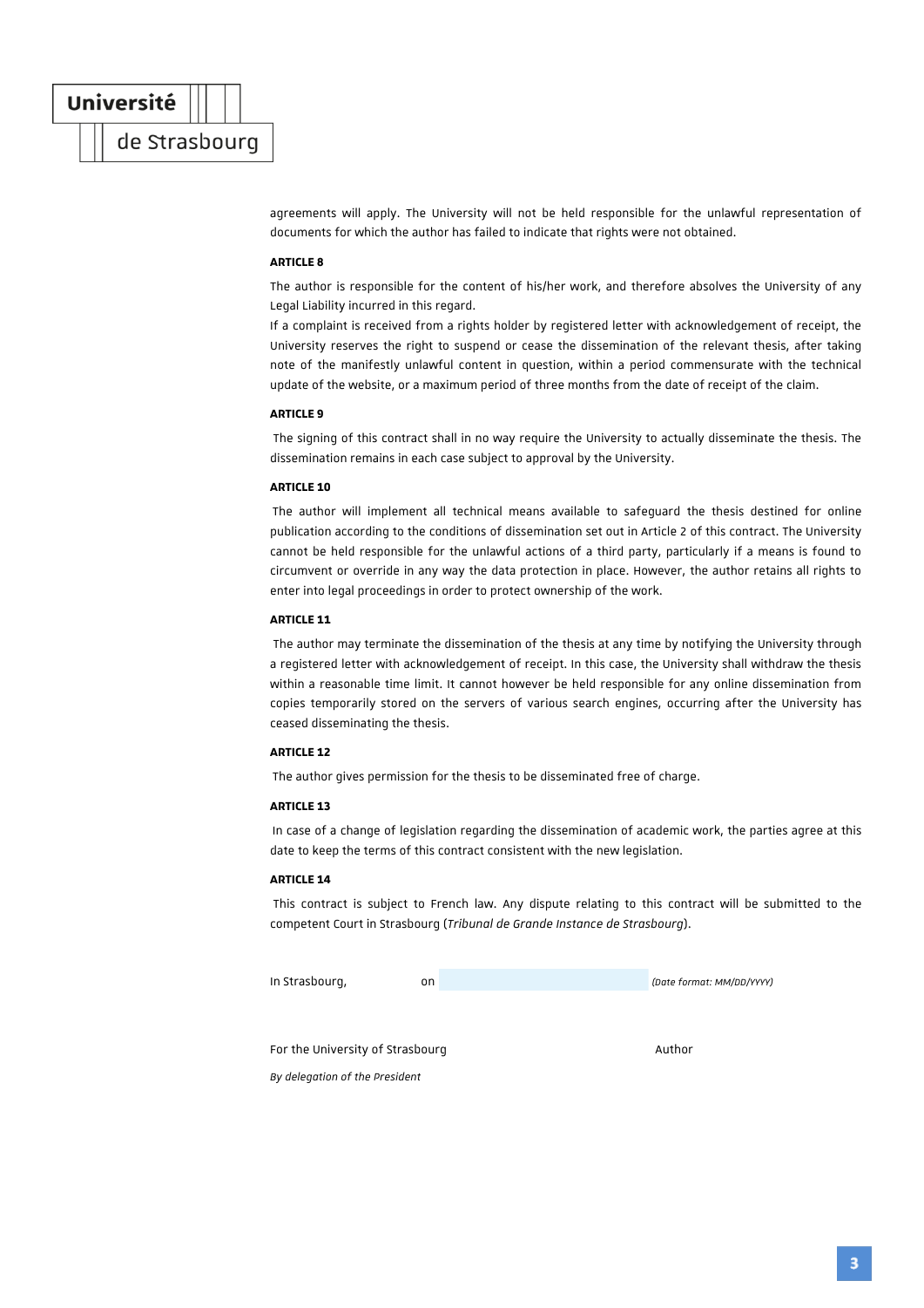agreements will apply. The University will not be held responsible for the unlawful representation of documents for which the author has failed to indicate that rights were not obtained.

**ARTICLE 8**

The author is responsible for the content of his/her work, and therefore absolves the University of any Legal Liability incurred in this regard.
If a complaint is received from a rights holder by registered letter with acknowledgement of receipt, the University reserves the right to suspend or cease the dissemination of the relevant thesis, after taking note of the manifestly unlawful content in question, within a period commensurate with the technical update of the website, or a maximum period of three months from the date of receipt of the claim.

**ARTICLE 9**

The signing of this contract shall in no way require the University to actually disseminate the thesis. The dissemination remains in each case subject to approval by the University.

**ARTICLE 10**

The author will implement all technical means available to safeguard the thesis destined for online publication according to the conditions of dissemination set out in Article 2 of this contract. The University cannot be held responsible for the unlawful actions of a third party, particularly if a means is found to circumvent or override in any way the data protection in place. However, the author retains all rights to enter into legal proceedings in order to protect ownership of the work.

**ARTICLE 11**

The author may terminate the dissemination of the thesis at any time by notifying the University through a registered letter with acknowledgement of receipt. In this case, the University shall withdraw the thesis within a reasonable time limit. It cannot however be held responsible for any online dissemination from copies temporarily stored on the servers of various search engines, occurring after the University has ceased disseminating the thesis.

**ARTICLE 12**

The author gives permission for the thesis to be disseminated free of charge.

**ARTICLE 13**

In case of a change of legislation regarding the dissemination of academic work, the parties agree at this date to keep the terms of this contract consistent with the new legislation.

**ARTICLE 14**

This contract is subject to French law. Any dispute relating to this contract will be submitted to the competent Court in Strasbourg (*Tribunal de Grande Instance de Strasbourg*).

In Strasbourg, on *(Date format: MM/DD/YYYY)*

For the University of Strasbourg — Author

*By delegation of the President*